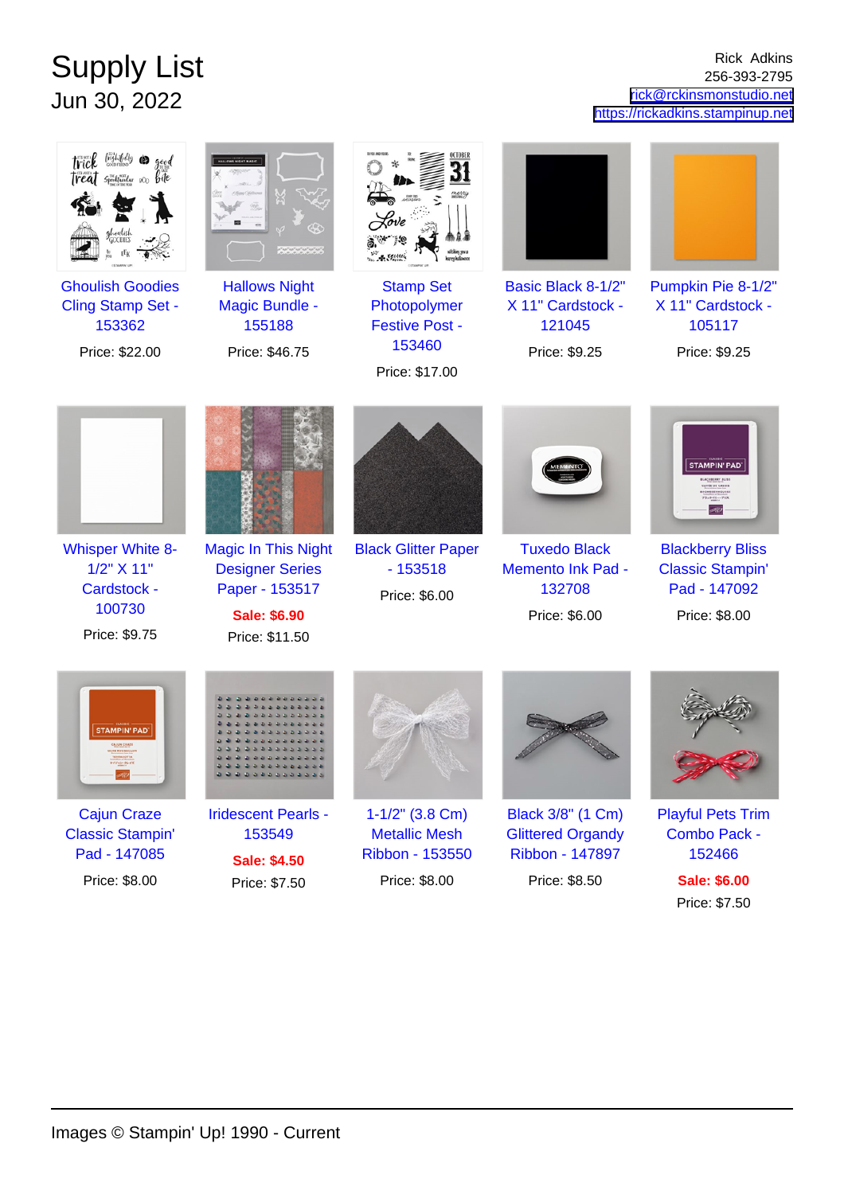# Supply List

## Jun 30, 2022

Rick Adkins
256-393-2795
rick@rckinsmonstudio.net
https://rickadkins.stampinup.net

Ghoulish Goodies Cling Stamp Set - 153362
Price: $22.00

Hallows Night Magic Bundle - 155188
Price: $46.75

Stamp Set Photopolymer Festive Post - 153460
Price: $17.00

Basic Black 8-1/2" X 11" Cardstock - 121045
Price: $9.25

Pumpkin Pie 8-1/2" X 11" Cardstock - 105117
Price: $9.25

Whisper White 8-1/2" X 11" Cardstock - 100730
Price: $9.75

Magic In This Night Designer Series Paper - 153517
**Sale: $6.90**
Price: $11.50

Black Glitter Paper - 153518
Price: $6.00

Tuxedo Black Memento Ink Pad - 132708
Price: $6.00

Blackberry Bliss Classic Stampin' Pad - 147092
Price: $8.00

Cajun Craze Classic Stampin' Pad - 147085
Price: $8.00

Iridescent Pearls - 153549
**Sale: $4.50**
Price: $7.50

1-1/2" (3.8 Cm) Metallic Mesh Ribbon - 153550
Price: $8.00

Black 3/8" (1 Cm) Glittered Organdy Ribbon - 147897
Price: $8.50

Playful Pets Trim Combo Pack - 152466
**Sale: $6.00**
Price: $7.50

Images © Stampin' Up! 1990 - Current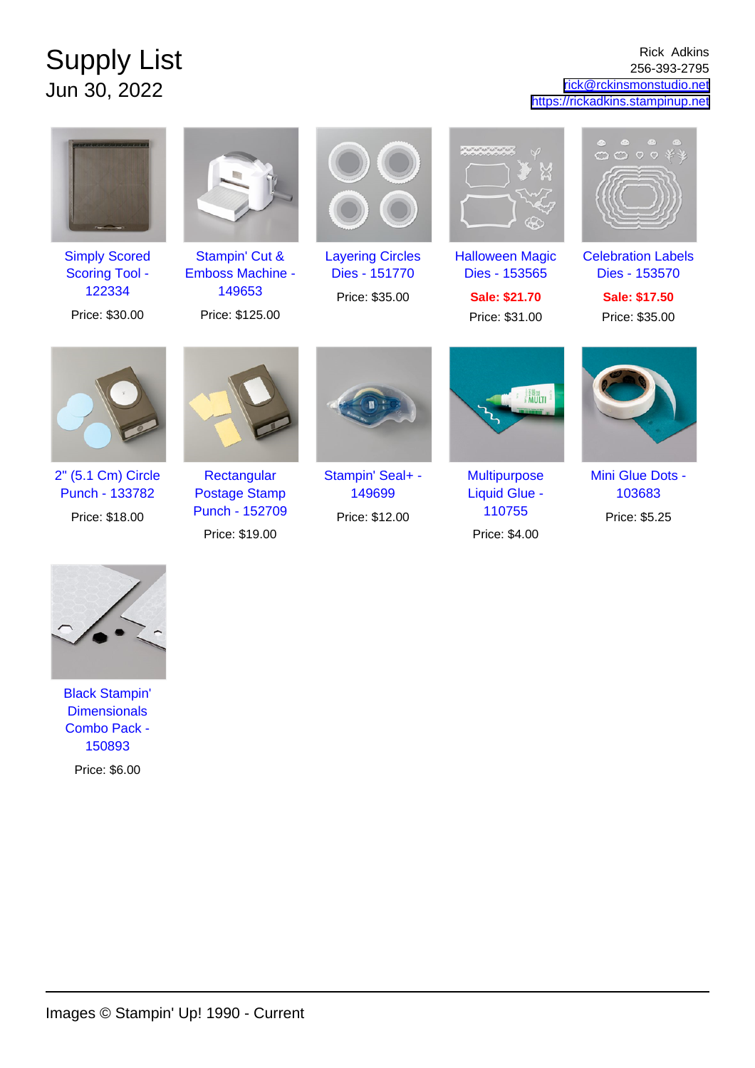# Supply List

Jun 30, 2022

Rick Adkins
256-393-2795
rick@rckinsmonstudio.net
https://rickadkins.stampinup.net

Simply Scored Scoring Tool - 122334
Price: $30.00

Stampin' Cut & Emboss Machine - 149653
Price: $125.00

Layering Circles Dies - 151770
Price: $35.00

Halloween Magic Dies - 153565
**Sale: $21.70**
Price: $31.00

Celebration Labels Dies - 153570
**Sale: $17.50**
Price: $35.00

2" (5.1 Cm) Circle Punch - 133782
Price: $18.00

Rectangular Postage Stamp Punch - 152709
Price: $19.00

Stampin' Seal+ - 149699
Price: $12.00

Multipurpose Liquid Glue - 110755
Price: $4.00

Mini Glue Dots - 103683
Price: $5.25

Black Stampin' Dimensionals Combo Pack - 150893
Price: $6.00

Images © Stampin' Up! 1990 - Current